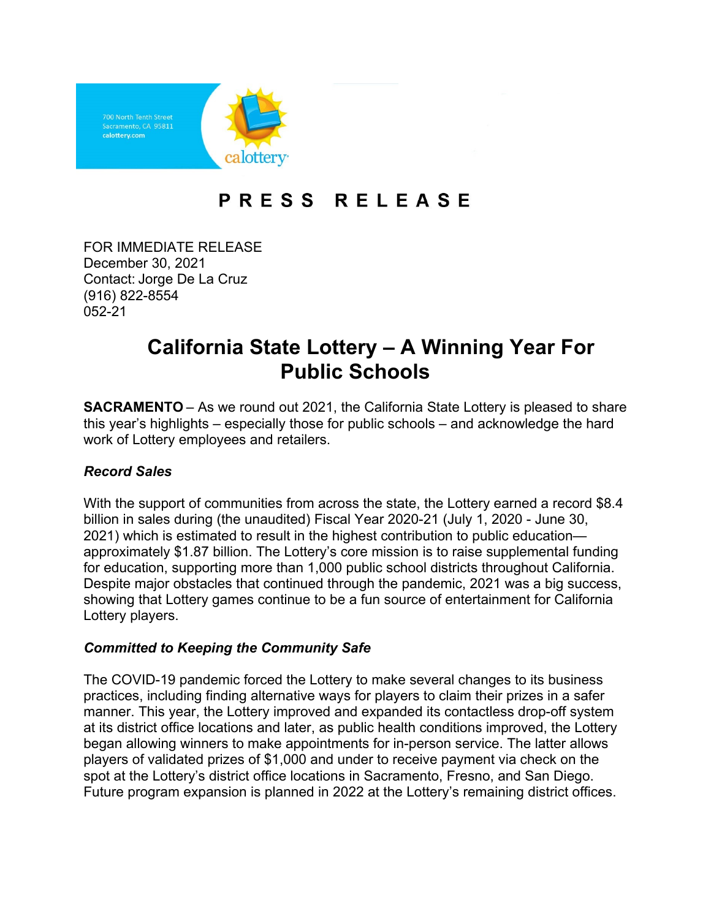700 North Tenth Street
Sacramento, CA 95811
calottery.com

# PRESS RELEASE

FOR IMMEDIATE RELEASE
December 30, 2021
Contact: Jorge De La Cruz
(916) 822-8554
052-21

## California State Lottery – A Winning Year For Public Schools

**SACRAMENTO** – As we round out 2021, the California State Lottery is pleased to share this year's highlights – especially those for public schools – and acknowledge the hard work of Lottery employees and retailers.

***Record Sales***

With the support of communities from across the state, the Lottery earned a record $8.4 billion in sales during (the unaudited) Fiscal Year 2020-21 (July 1, 2020 - June 30, 2021) which is estimated to result in the highest contribution to public education—approximately $1.87 billion. The Lottery's core mission is to raise supplemental funding for education, supporting more than 1,000 public school districts throughout California. Despite major obstacles that continued through the pandemic, 2021 was a big success, showing that Lottery games continue to be a fun source of entertainment for California Lottery players.

***Committed to Keeping the Community Safe***

The COVID-19 pandemic forced the Lottery to make several changes to its business practices, including finding alternative ways for players to claim their prizes in a safer manner. This year, the Lottery improved and expanded its contactless drop-off system at its district office locations and later, as public health conditions improved, the Lottery began allowing winners to make appointments for in-person service. The latter allows players of validated prizes of $1,000 and under to receive payment via check on the spot at the Lottery's district office locations in Sacramento, Fresno, and San Diego. Future program expansion is planned in 2022 at the Lottery's remaining district offices.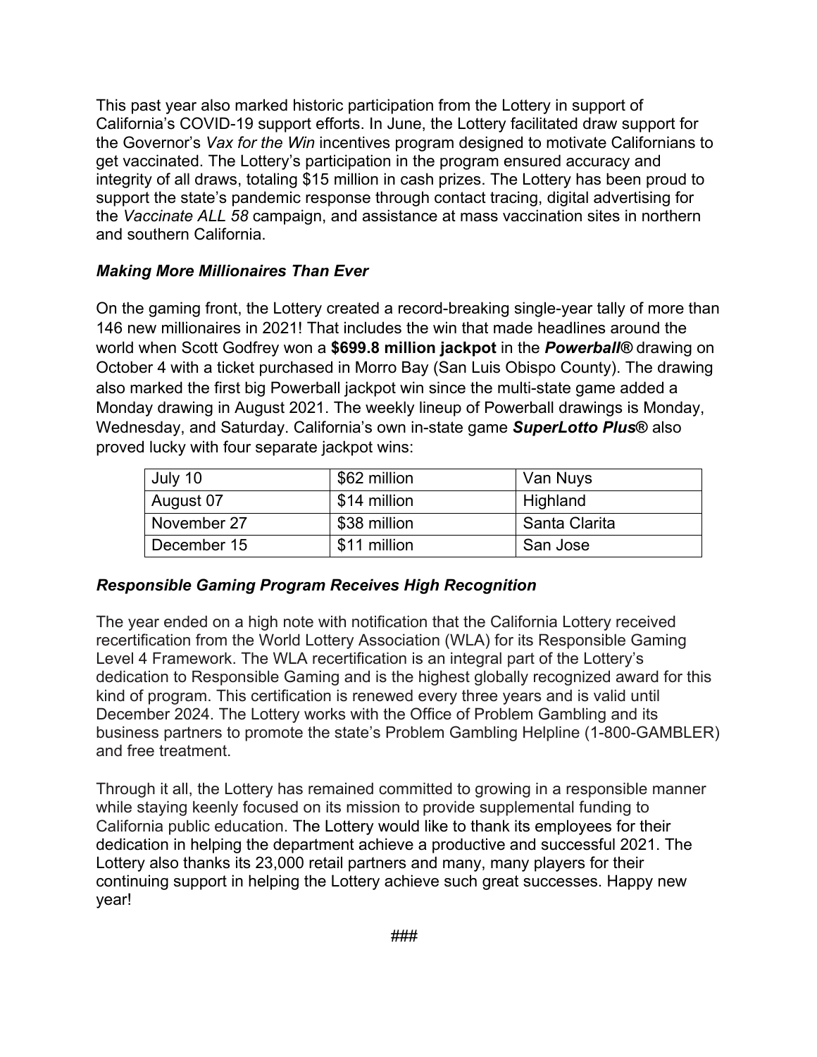This past year also marked historic participation from the Lottery in support of California's COVID-19 support efforts. In June, the Lottery facilitated draw support for the Governor's *Vax for the Win* incentives program designed to motivate Californians to get vaccinated. The Lottery's participation in the program ensured accuracy and integrity of all draws, totaling $15 million in cash prizes. The Lottery has been proud to support the state's pandemic response through contact tracing, digital advertising for the *Vaccinate ALL 58* campaign, and assistance at mass vaccination sites in northern and southern California.

### *Making More Millionaires Than Ever*

On the gaming front, the Lottery created a record-breaking single-year tally of more than 146 new millionaires in 2021! That includes the win that made headlines around the world when Scott Godfrey won a **$699.8 million jackpot** in the ***Powerball®*** drawing on October 4 with a ticket purchased in Morro Bay (San Luis Obispo County). The drawing also marked the first big Powerball jackpot win since the multi-state game added a Monday drawing in August 2021. The weekly lineup of Powerball drawings is Monday, Wednesday, and Saturday. California's own in-state game ***SuperLotto Plus®*** also proved lucky with four separate jackpot wins:

| | | |
|---|---|---|
| July 10 | $62 million | Van Nuys |
| August 07 | $14 million | Highland |
| November 27 | $38 million | Santa Clarita |
| December 15 | $11 million | San Jose |

### *Responsible Gaming Program Receives High Recognition*

The year ended on a high note with notification that the California Lottery received recertification from the World Lottery Association (WLA) for its Responsible Gaming Level 4 Framework. The WLA recertification is an integral part of the Lottery's dedication to Responsible Gaming and is the highest globally recognized award for this kind of program. This certification is renewed every three years and is valid until December 2024. The Lottery works with the Office of Problem Gambling and its business partners to promote the state's Problem Gambling Helpline (1-800-GAMBLER) and free treatment.

Through it all, the Lottery has remained committed to growing in a responsible manner while staying keenly focused on its mission to provide supplemental funding to California public education. The Lottery would like to thank its employees for their dedication in helping the department achieve a productive and successful 2021. The Lottery also thanks its 23,000 retail partners and many, many players for their continuing support in helping the Lottery achieve such great successes. Happy new year!

###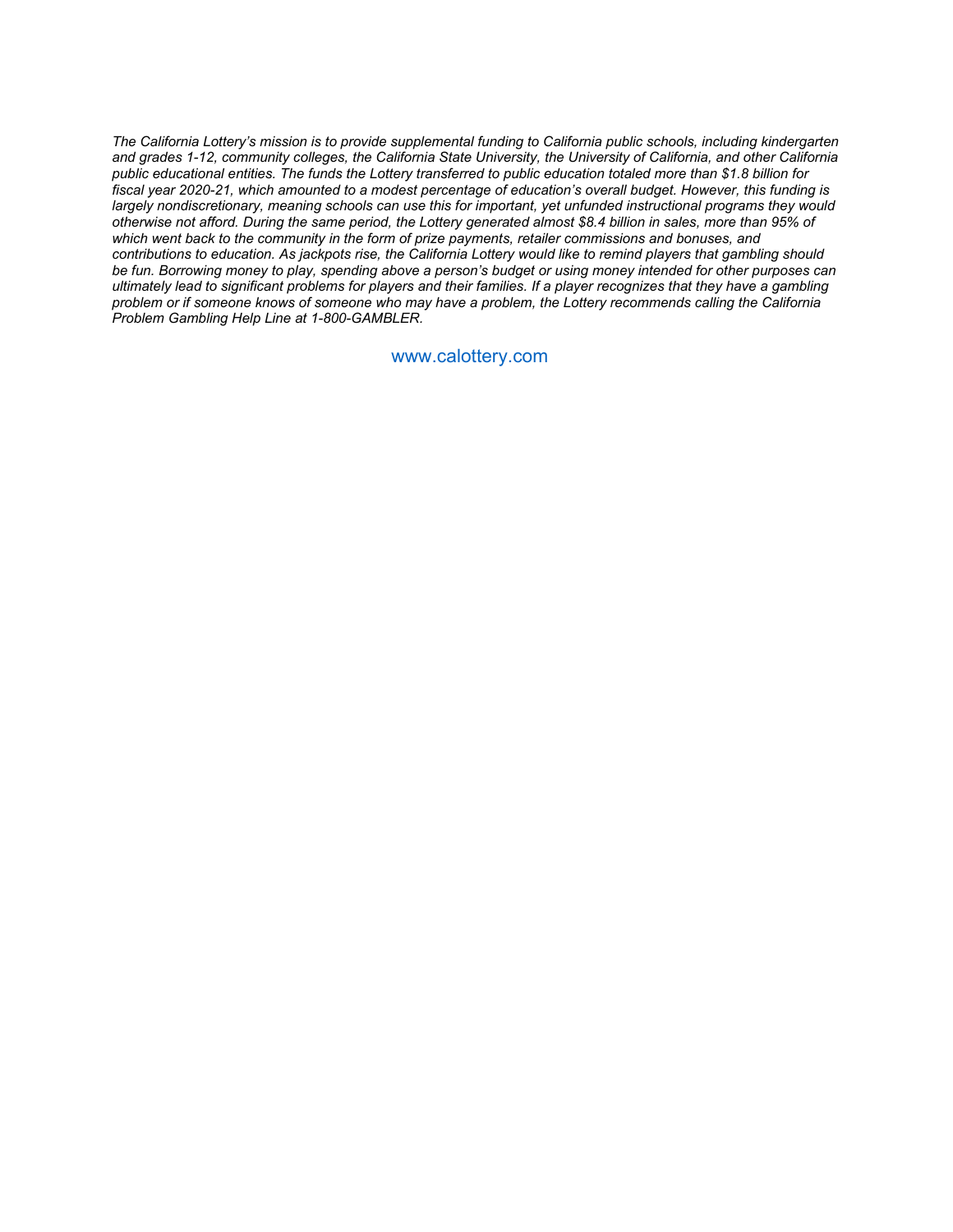*The California Lottery's mission is to provide supplemental funding to California public schools, including kindergarten and grades 1-12, community colleges, the California State University, the University of California, and other California public educational entities. The funds the Lottery transferred to public education totaled more than $1.8 billion for fiscal year 2020-21, which amounted to a modest percentage of education's overall budget. However, this funding is largely nondiscretionary, meaning schools can use this for important, yet unfunded instructional programs they would otherwise not afford. During the same period, the Lottery generated almost $8.4 billion in sales, more than 95% of which went back to the community in the form of prize payments, retailer commissions and bonuses, and contributions to education. As jackpots rise, the California Lottery would like to remind players that gambling should be fun. Borrowing money to play, spending above a person's budget or using money intended for other purposes can ultimately lead to significant problems for players and their families. If a player recognizes that they have a gambling problem or if someone knows of someone who may have a problem, the Lottery recommends calling the California Problem Gambling Help Line at 1-800-GAMBLER.*

www.calottery.com